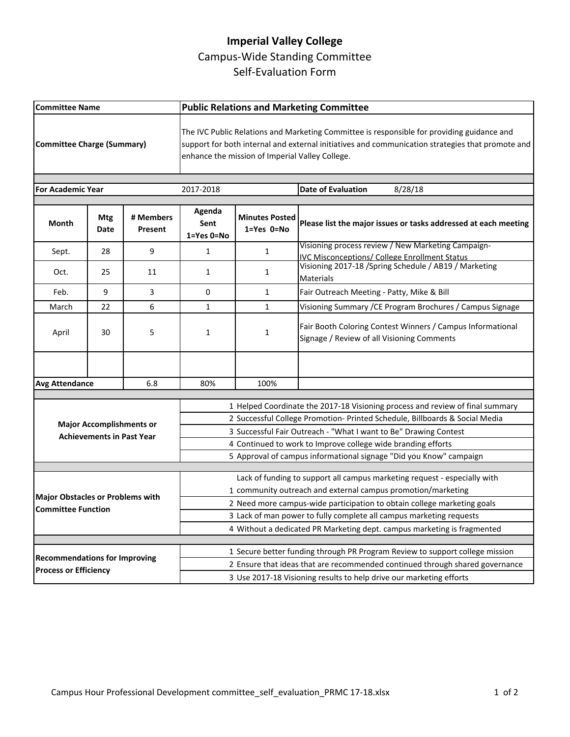# Imperial Valley College

## Campus-Wide Standing Committee
## Self-Evaluation Form

| **Committee Name** | **Public Relations and Marketing Committee** |
|---|---|
| **Committee Charge (Summary)** | The IVC Public Relations and Marketing Committee is responsible for providing guidance and support for both internal and external initiatives and communication strategies that promote and enhance the mission of Imperial Valley College. |

| **For Academic Year** | 2017-2018 | **Date of Evaluation** | 8/28/18 |
|---|---|---|---|

| **Month** | **Mtg Date** | **# Members Present** | **Agenda Sent 1=Yes 0=No** | **Minutes Posted 1=Yes 0=No** | **Please list the major issues or tasks addressed at each meeting** |
|---|---|---|---|---|---|
| Sept. | 28 | 9 | 1 | 1 | Visioning process review / New Marketing Campaign- IVC Misconceptions/ College Enrollment Status |
| Oct. | 25 | 11 | 1 | 1 | Visioning 2017-18 /Spring Schedule / AB19 / Marketing Materials |
| Feb. | 9 | 3 | 0 | 1 | Fair Outreach Meeting - Patty, Mike & Bill |
| March | 22 | 6 | 1 | 1 | Visioning Summary /CE Program Brochures / Campus Signage |
| April | 30 | 5 | 1 | 1 | Fair Booth Coloring Contest Winners / Campus Informational Signage / Review of all Visioning Comments |
| | | | | | |
| **Avg Attendance** | | 6.8 | 80% | 100% | |

| | |
|---|---|
| **Major Accomplishments or Achievements in Past Year** | 1 Helped Coordinate the 2017-18 Visioning process and review of final summary |
| | 2 Successful College Promotion- Printed Schedule, Billboards & Social Media |
| | 3 Successful Fair Outreach - "What I want to Be" Drawing Contest |
| | 4 Continued to work to Improve college wide branding efforts |
| | 5 Approval of campus informational signage "Did you Know" campaign |
| **Major Obstacles or Problems with Committee Function** | 1 Lack of funding to support all campus marketing request - especially with community outreach and external campus promotion/marketing |
| | 2 Need more campus-wide participation to obtain college marketing goals |
| | 3 Lack of man power to fully complete all campus marketing requests |
| | 4 Without a dedicated PR Marketing dept. campus marketing is fragmented |
| **Recommendations for Improving Process or Efficiency** | 1 Secure better funding through PR Program Review to support college mission |
| | 2 Ensure that ideas that are recommended continued through shared governance |
| | 3 Use 2017-18 Visioning results to help drive our marketing efforts |

Campus Hour Professional Development committee_self_evaluation_PRMC 17-18.xlsx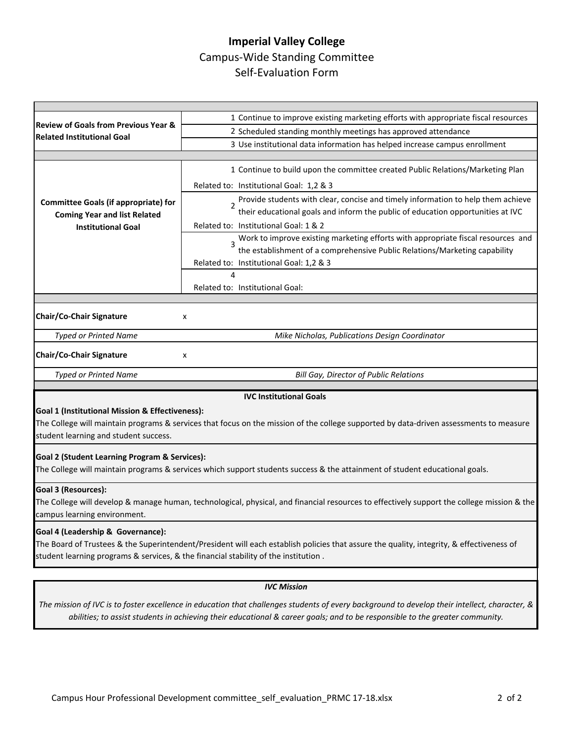# Imperial Valley College

## Campus-Wide Standing Committee
## Self-Evaluation Form

| | | |
|---|---|---|
| **Review of Goals from Previous Year & Related Institutional Goal** | 1 | Continue to improve existing marketing efforts with appropriate fiscal resources |
| | 2 | Scheduled standing monthly meetings has approved attendance |
| | 3 | Use institutional data information has helped increase campus enrollment |

| | | |
|---|---|---|
| **Committee Goals (if appropriate) for Coming Year and list Related Institutional Goal** | 1 | Continue to build upon the committee created Public Relations/Marketing Plan |
| | Related to: | Institutional Goal: 1,2 & 3 |
| | 2 | Provide students with clear, concise and timely information to help them achieve their educational goals and inform the public of education opportunities at IVC |
| | Related to: | Institutional Goal: 1 & 2 |
| | 3 | Work to improve existing marketing efforts with appropriate fiscal resources and the establishment of a comprehensive Public Relations/Marketing capability |
| | Related to: | Institutional Goal: 1,2 & 3 |
| | 4 | |
| | Related to: | Institutional Goal: |

| | |
|---|---|
| **Chair/Co-Chair Signature** | x |
| *Typed or Printed Name* | *Mike Nicholas, Publications Design Coordinator* |
| **Chair/Co-Chair Signature** | x |
| *Typed or Printed Name* | *Bill Gay, Director of Public Relations* |

### IVC Institutional Goals

**Goal 1 (Institutional Mission & Effectiveness):**
The College will maintain programs & services that focus on the mission of the college supported by data-driven assessments to measure student learning and student success.

**Goal 2 (Student Learning Program & Services):**
The College will maintain programs & services which support students success & the attainment of student educational goals.

**Goal 3 (Resources):**
The College will develop & manage human, technological, physical, and financial resources to effectively support the college mission & the campus learning environment.

**Goal 4 (Leadership & Governance):**
The Board of Trustees & the Superintendent/President will each establish policies that assure the quality, integrity, & effectiveness of student learning programs & services, & the financial stability of the institution .

### *IVC Mission*

*The mission of IVC is to foster excellence in education that challenges students of every background to develop their intellect, character, & abilities; to assist students in achieving their educational & career goals; and to be responsible to the greater community.*